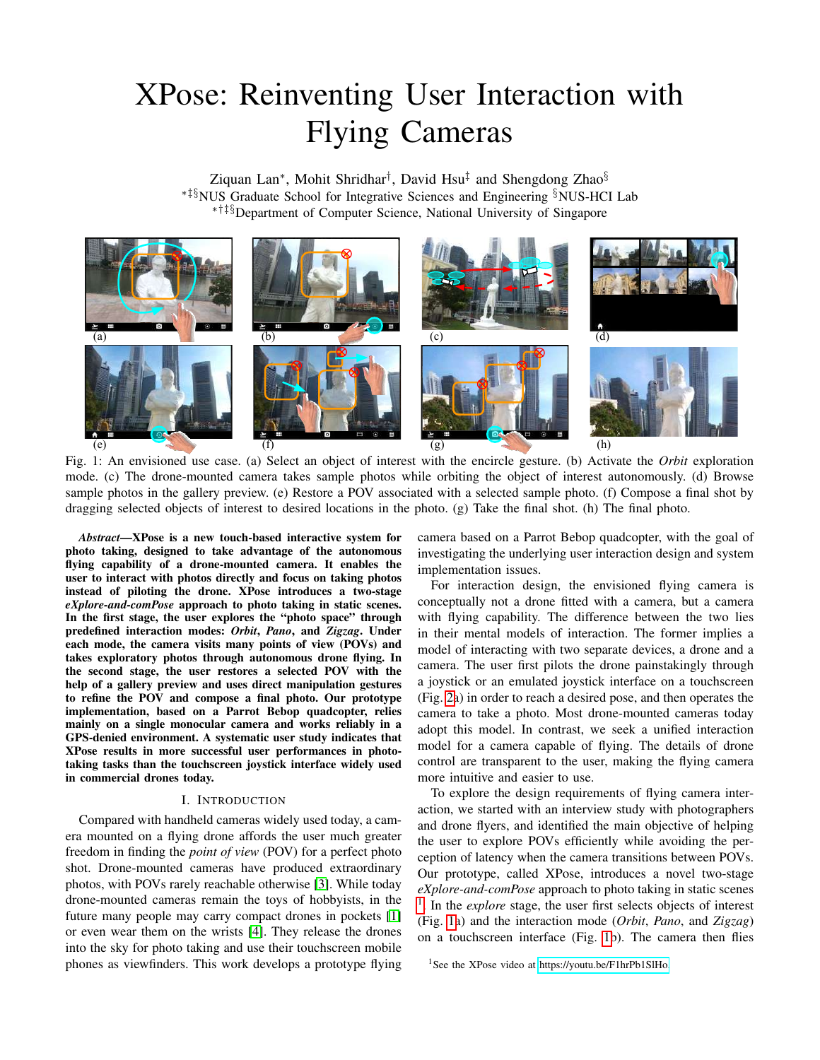# XPose: Reinventing User Interaction with Flying Cameras

Ziquan Lan*, Mohit Shridhar†, David Hsu‡ and Shengdong Zhao§

*‡§NUS Graduate School for Integrative Sciences and Engineering §NUS-HCI Lab

*†‡§Department of Computer Science, National University of Singapore

Fig. 1: An envisioned use case. (a) Select an object of interest with the encircle gesture. (b) Activate the *Orbit* exploration mode. (c) The drone-mounted camera takes sample photos while orbiting the object of interest autonomously. (d) Browse sample photos in the gallery preview. (e) Restore a POV associated with a selected sample photo. (f) Compose a final shot by dragging selected objects of interest to desired locations in the photo. (g) Take the final shot. (h) The final photo.

***Abstract*—XPose is a new touch-based interactive system for photo taking, designed to take advantage of the autonomous flying capability of a drone-mounted camera. It enables the user to interact with photos directly and focus on taking photos instead of piloting the drone. XPose introduces a two-stage *eXplore-and-comPose* approach to photo taking in static scenes. In the first stage, the user explores the "photo space" through predefined interaction modes: *Orbit*, *Pano*, and *Zigzag*. Under each mode, the camera visits many points of view (POVs) and takes exploratory photos through autonomous drone flying. In the second stage, the user restores a selected POV with the help of a gallery preview and uses direct manipulation gestures to refine the POV and compose a final photo. Our prototype implementation, based on a Parrot Bebop quadcopter, relies mainly on a single monocular camera and works reliably in a GPS-denied environment. A systematic user study indicates that XPose results in more successful user performances in photo-taking tasks than the touchscreen joystick interface widely used in commercial drones today.**

## I. Introduction

Compared with handheld cameras widely used today, a camera mounted on a flying drone affords the user much greater freedom in finding the *point of view* (POV) for a perfect photo shot. Drone-mounted cameras have produced extraordinary photos, with POVs rarely reachable otherwise [3]. While today drone-mounted cameras remain the toys of hobbyists, in the future many people may carry compact drones in pockets [1] or even wear them on the wrists [4]. They release the drones into the sky for photo taking and use their touchscreen mobile phones as viewfinders. This work develops a prototype flying camera based on a Parrot Bebop quadcopter, with the goal of investigating the underlying user interaction design and system implementation issues.

For interaction design, the envisioned flying camera is conceptually not a drone fitted with a camera, but a camera with flying capability. The difference between the two lies in their mental models of interaction. The former implies a model of interacting with two separate devices, a drone and a camera. The user first pilots the drone painstakingly through a joystick or an emulated joystick interface on a touchscreen (Fig. 2a) in order to reach a desired pose, and then operates the camera to take a photo. Most drone-mounted cameras today adopt this model. In contrast, we seek a unified interaction model for a camera capable of flying. The details of drone control are transparent to the user, making the flying camera more intuitive and easier to use.

To explore the design requirements of flying camera interaction, we started with an interview study with photographers and drone flyers, and identified the main objective of helping the user to explore POVs efficiently while avoiding the perception of latency when the camera transitions between POVs. Our prototype, called XPose, introduces a novel two-stage *eXplore-and-comPose* approach to photo taking in static scenes [1]. In the *explore* stage, the user first selects objects of interest (Fig. 1a) and the interaction mode (*Orbit*, *Pano*, and *Zigzag*) on a touchscreen interface (Fig. 1b). The camera then flies

[1] See the XPose video at https://youtu.be/F1hrPb1SlHo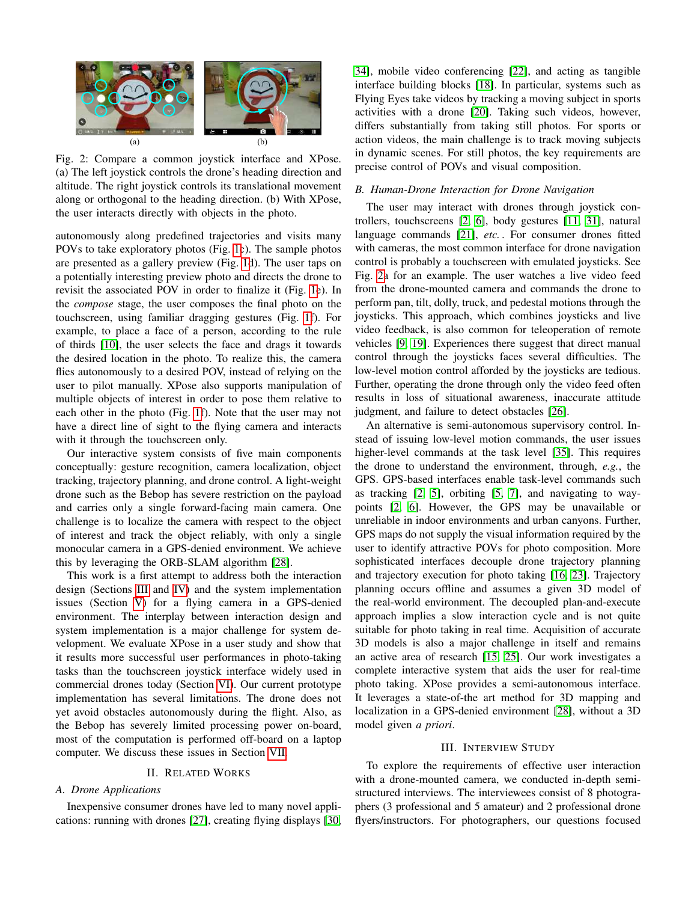(a) (b)

Fig. 2: Compare a common joystick interface and XPose. (a) The left joystick controls the drone's heading direction and altitude. The right joystick controls its translational movement along or orthogonal to the heading direction. (b) With XPose, the user interacts directly with objects in the photo.

autonomously along predefined trajectories and visits many POVs to take exploratory photos (Fig. 1c). The sample photos are presented as a gallery preview (Fig. 1d). The user taps on a potentially interesting preview photo and directs the drone to revisit the associated POV in order to finalize it (Fig. 1e). In the *compose* stage, the user composes the final photo on the touchscreen, using familiar dragging gestures (Fig. 1f). For example, to place a face of a person, according to the rule of thirds [10], the user selects the face and drags it towards the desired location in the photo. To realize this, the camera flies autonomously to a desired POV, instead of relying on the user to pilot manually. XPose also supports manipulation of multiple objects of interest in order to pose them relative to each other in the photo (Fig. 1f). Note that the user may not have a direct line of sight to the flying camera and interacts with it through the touchscreen only.

Our interactive system consists of five main components conceptually: gesture recognition, camera localization, object tracking, trajectory planning, and drone control. A light-weight drone such as the Bebop has severe restriction on the payload and carries only a single forward-facing main camera. One challenge is to localize the camera with respect to the object of interest and track the object reliably, with only a single monocular camera in a GPS-denied environment. We achieve this by leveraging the ORB-SLAM algorithm [28].

This work is a first attempt to address both the interaction design (Sections III and IV) and the system implementation issues (Section V) for a flying camera in a GPS-denied environment. The interplay between interaction design and system implementation is a major challenge for system development. We evaluate XPose in a user study and show that it results more successful user performances in photo-taking tasks than the touchscreen joystick interface widely used in commercial drones today (Section VI). Our current prototype implementation has several limitations. The drone does not yet avoid obstacles autonomously during the flight. Also, as the Bebop has severely limited processing power on-board, most of the computation is performed off-board on a laptop computer. We discuss these issues in Section VII.

## II. Related Works

### A. Drone Applications

Inexpensive consumer drones have led to many novel applications: running with drones [27], creating flying displays [30, 34], mobile video conferencing [22], and acting as tangible interface building blocks [18]. In particular, systems such as Flying Eyes take videos by tracking a moving subject in sports activities with a drone [20]. Taking such videos, however, differs substantially from taking still photos. For sports or action videos, the main challenge is to track moving subjects in dynamic scenes. For still photos, the key requirements are precise control of POVs and visual composition.

### B. Human-Drone Interaction for Drone Navigation

The user may interact with drones through joystick controllers, touchscreens [2, 6], body gestures [11, 31], natural language commands [21], *etc.*. For consumer drones fitted with cameras, the most common interface for drone navigation control is probably a touchscreen with emulated joysticks. See Fig. 2a for an example. The user watches a live video feed from the drone-mounted camera and commands the drone to perform pan, tilt, dolly, truck, and pedestal motions through the joysticks. This approach, which combines joysticks and live video feedback, is also common for teleoperation of remote vehicles [9, 19]. Experiences there suggest that direct manual control through the joysticks faces several difficulties. The low-level motion control afforded by the joysticks are tedious. Further, operating the drone through only the video feed often results in loss of situational awareness, inaccurate attitude judgment, and failure to detect obstacles [26].

An alternative is semi-autonomous supervisory control. Instead of issuing low-level motion commands, the user issues higher-level commands at the task level [35]. This requires the drone to understand the environment, through, *e.g.*, the GPS. GPS-based interfaces enable task-level commands such as tracking [2, 5], orbiting [5, 7], and navigating to waypoints [2, 6]. However, the GPS may be unavailable or unreliable in indoor environments and urban canyons. Further, GPS maps do not supply the visual information required by the user to identify attractive POVs for photo composition. More sophisticated interfaces decouple drone trajectory planning and trajectory execution for photo taking [16, 23]. Trajectory planning occurs offline and assumes a given 3D model of the real-world environment. The decoupled plan-and-execute approach implies a slow interaction cycle and is not quite suitable for photo taking in real time. Acquisition of accurate 3D models is also a major challenge in itself and remains an active area of research [15, 25]. Our work investigates a complete interactive system that aids the user for real-time photo taking. XPose provides a semi-autonomous interface. It leverages a state-of-the art method for 3D mapping and localization in a GPS-denied environment [28], without a 3D model given *a priori*.

## III. Interview Study

To explore the requirements of effective user interaction with a drone-mounted camera, we conducted in-depth semi-structured interviews. The interviewees consist of 8 photographers (3 professional and 5 amateur) and 2 professional drone flyers/instructors. For photographers, our questions focused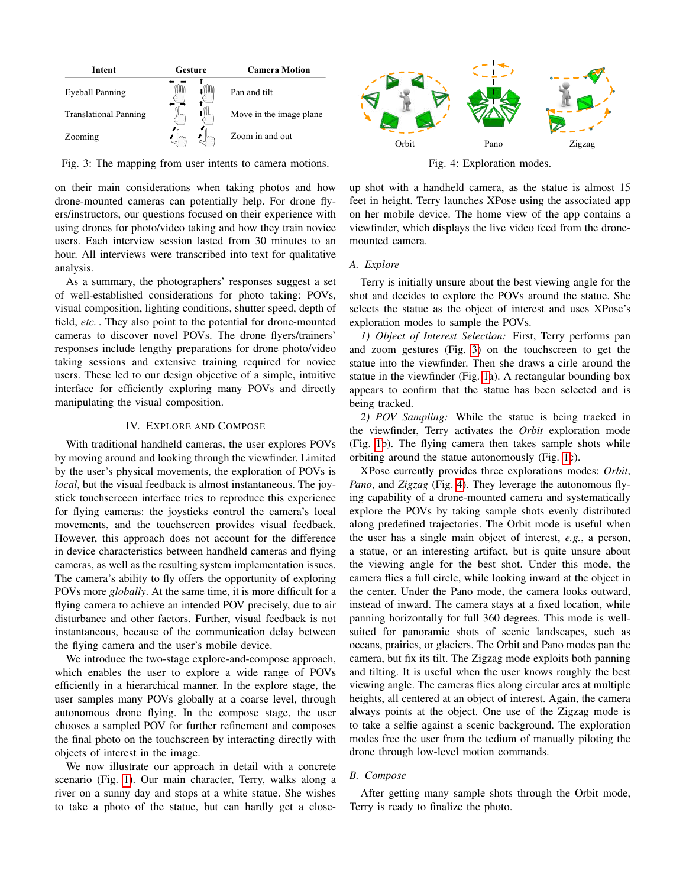| Intent | Gesture | Camera Motion |
|---|---|---|
| Eyeball Panning | | Pan and tilt |
| Translational Panning | | Move in the image plane |
| Zooming | | Zoom in and out |

Fig. 3: The mapping from user intents to camera motions.

Orbit Pano Zigzag

Fig. 4: Exploration modes.

on their main considerations when taking photos and how drone-mounted cameras can potentially help. For drone flyers/instructors, our questions focused on their experience with using drones for photo/video taking and how they train novice users. Each interview session lasted from 30 minutes to an hour. All interviews were transcribed into text for qualitative analysis.

As a summary, the photographers' responses suggest a set of well-established considerations for photo taking: POVs, visual composition, lighting conditions, shutter speed, depth of field, *etc.*. They also point to the potential for drone-mounted cameras to discover novel POVs. The drone flyers/trainers' responses include lengthy preparations for drone photo/video taking sessions and extensive training required for novice users. These led to our design objective of a simple, intuitive interface for efficiently exploring many POVs and directly manipulating the visual composition.

## IV. Explore and Compose

With traditional handheld cameras, the user explores POVs by moving around and looking through the viewfinder. Limited by the user's physical movements, the exploration of POVs is *local*, but the visual feedback is almost instantaneous. The joystick touchscreen interface tries to reproduce this experience for flying cameras: the joysticks control the camera's local movements, and the touchscreen provides visual feedback. However, this approach does not account for the difference in device characteristics between handheld cameras and flying cameras, as well as the resulting system implementation issues. The camera's ability to fly offers the opportunity of exploring POVs more *globally*. At the same time, it is more difficult for a flying camera to achieve an intended POV precisely, due to air disturbance and other factors. Further, visual feedback is not instantaneous, because of the communication delay between the flying camera and the user's mobile device.

We introduce the two-stage explore-and-compose approach, which enables the user to explore a wide range of POVs efficiently in a hierarchical manner. In the explore stage, the user samples many POVs globally at a coarse level, through autonomous drone flying. In the compose stage, the user chooses a sampled POV for further refinement and composes the final photo on the touchscreen by interacting directly with objects of interest in the image.

We now illustrate our approach in detail with a concrete scenario (Fig. 1). Our main character, Terry, walks along a river on a sunny day and stops at a white statue. She wishes to take a photo of the statue, but can hardly get a close-up shot with a handheld camera, as the statue is almost 15 feet in height. Terry launches XPose using the associated app on her mobile device. The home view of the app contains a viewfinder, which displays the live video feed from the drone-mounted camera.

### A. Explore

Terry is initially unsure about the best viewing angle for the shot and decides to explore the POVs around the statue. She selects the statue as the object of interest and uses XPose's exploration modes to sample the POVs.

*1) Object of Interest Selection:* First, Terry performs pan and zoom gestures (Fig. 3) on the touchscreen to get the statue into the viewfinder. Then she draws a cirle around the statue in the viewfinder (Fig. 1a). A rectangular bounding box appears to confirm that the statue has been selected and is being tracked.

*2) POV Sampling:* While the statue is being tracked in the viewfinder, Terry activates the *Orbit* exploration mode (Fig. 1b). The flying camera then takes sample shots while orbiting around the statue autonomously (Fig. 1c).

XPose currently provides three explorations modes: *Orbit*, *Pano*, and *Zigzag* (Fig. 4). They leverage the autonomous flying capability of a drone-mounted camera and systematically explore the POVs by taking sample shots evenly distributed along predefined trajectories. The Orbit mode is useful when the user has a single main object of interest, *e.g.*, a person, a statue, or an interesting artifact, but is quite unsure about the viewing angle for the best shot. Under this mode, the camera flies a full circle, while looking inward at the object in the center. Under the Pano mode, the camera looks outward, instead of inward. The camera stays at a fixed location, while panning horizontally for full 360 degrees. This mode is well-suited for panoramic shots of scenic landscapes, such as oceans, prairies, or glaciers. The Orbit and Pano modes pan the camera, but fix its tilt. The Zigzag mode exploits both panning and tilting. It is useful when the user knows roughly the best viewing angle. The cameras flies along circular arcs at multiple heights, all centered at an object of interest. Again, the camera always points at the object. One use of the Zigzag mode is to take a selfie against a scenic background. The exploration modes free the user from the tedium of manually piloting the drone through low-level motion commands.

### B. Compose

After getting many sample shots through the Orbit mode, Terry is ready to finalize the photo.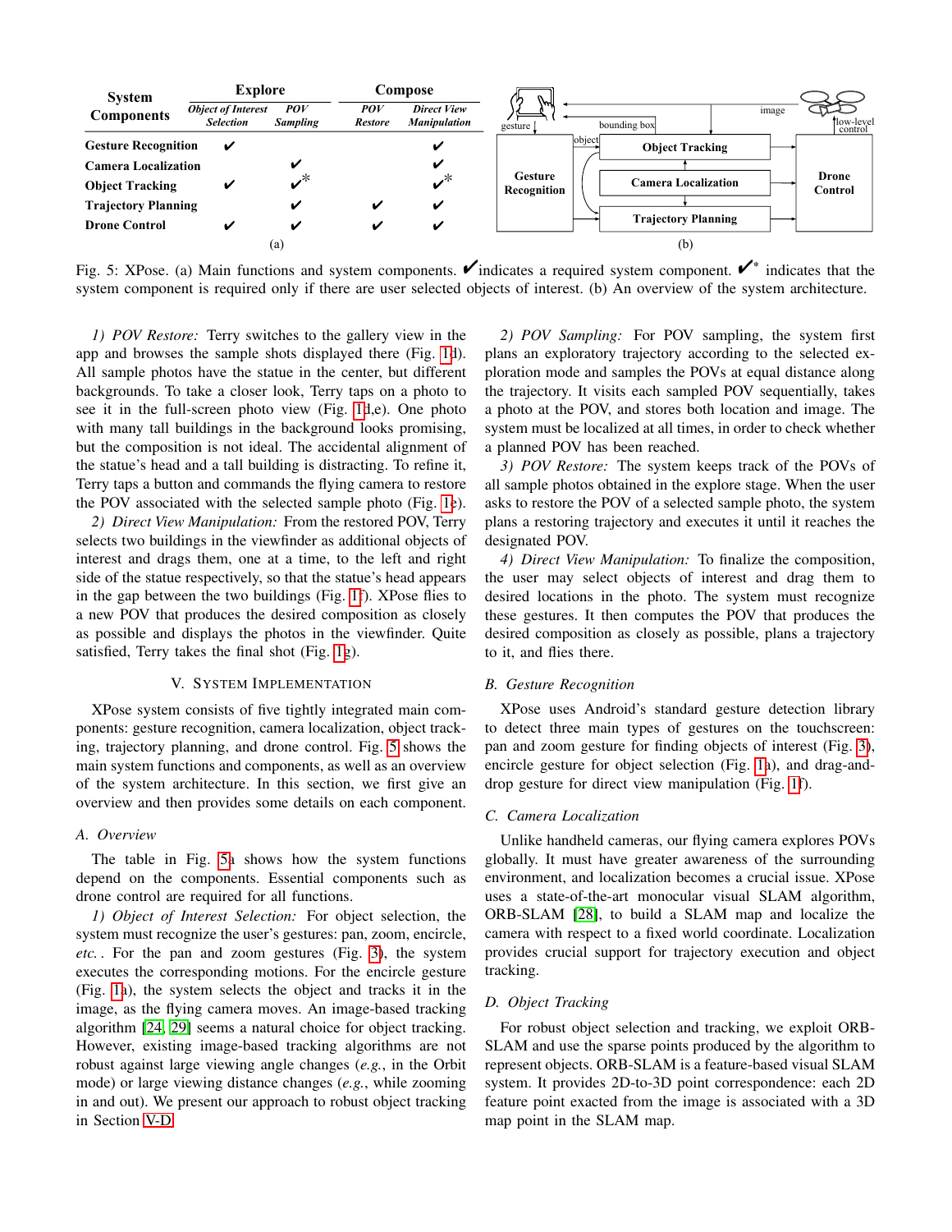| System Components | Explore | | Compose | |
|---|---|---|---|---|
| | *Object of Interest Selection* | *POV Sampling* | *POV Restore* | *Direct View Manipulation* |
| **Gesture Recognition** | ✔ | | | ✔ |
| **Camera Localization** | | ✔ | | ✔ |
| **Object Tracking** | ✔ | ✔* | | ✔* |
| **Trajectory Planning** | | ✔ | ✔ | ✔ |
| **Drone Control** | ✔ | ✔ | ✔ | ✔ |

(a)

(b)

Fig. 5: XPose. (a) Main functions and system components. ✔ indicates a required system component. ✔* indicates that the system component is required only if there are user selected objects of interest. (b) An overview of the system architecture.

*1) POV Restore:* Terry switches to the gallery view in the app and browses the sample shots displayed there (Fig. 1d). All sample photos have the statue in the center, but different backgrounds. To take a closer look, Terry taps on a photo to see it in the full-screen photo view (Fig. 1d,e). One photo with many tall buildings in the background looks promising, but the composition is not ideal. The accidental alignment of the statue's head and a tall building is distracting. To refine it, Terry taps a button and commands the flying camera to restore the POV associated with the selected sample photo (Fig. 1e).

*2) Direct View Manipulation:* From the restored POV, Terry selects two buildings in the viewfinder as additional objects of interest and drags them, one at a time, to the left and right side of the statue respectively, so that the statue's head appears in the gap between the two buildings (Fig. 1f). XPose flies to a new POV that produces the desired composition as closely as possible and displays the photos in the viewfinder. Quite satisfied, Terry takes the final shot (Fig. 1g).

## V. System Implementation

XPose system consists of five tightly integrated main components: gesture recognition, camera localization, object tracking, trajectory planning, and drone control. Fig. 5 shows the main system functions and components, as well as an overview of the system architecture. In this section, we first give an overview and then provides some details on each component.

### A. Overview

The table in Fig. 5a shows how the system functions depend on the components. Essential components such as drone control are required for all functions.

*1) Object of Interest Selection:* For object selection, the system must recognize the user's gestures: pan, zoom, encircle, *etc.*. For the pan and zoom gestures (Fig. 3), the system executes the corresponding motions. For the encircle gesture (Fig. 1a), the system selects the object and tracks it in the image, as the flying camera moves. An image-based tracking algorithm [24, 29] seems a natural choice for object tracking. However, existing image-based tracking algorithms are not robust against large viewing angle changes (*e.g.*, in the Orbit mode) or large viewing distance changes (*e.g.*, while zooming in and out). We present our approach to robust object tracking in Section V-D.

*2) POV Sampling:* For POV sampling, the system first plans an exploratory trajectory according to the selected exploration mode and samples the POVs at equal distance along the trajectory. It visits each sampled POV sequentially, takes a photo at the POV, and stores both location and image. The system must be localized at all times, in order to check whether a planned POV has been reached.

*3) POV Restore:* The system keeps track of the POVs of all sample photos obtained in the explore stage. When the user asks to restore the POV of a selected sample photo, the system plans a restoring trajectory and executes it until it reaches the designated POV.

*4) Direct View Manipulation:* To finalize the composition, the user may select objects of interest and drag them to desired locations in the photo. The system must recognize these gestures. It then computes the POV that produces the desired composition as closely as possible, plans a trajectory to it, and flies there.

### B. Gesture Recognition

XPose uses Android's standard gesture detection library to detect three main types of gestures on the touchscreen: pan and zoom gesture for finding objects of interest (Fig. 3), encircle gesture for object selection (Fig. 1a), and drag-and-drop gesture for direct view manipulation (Fig. 1f).

### C. Camera Localization

Unlike handheld cameras, our flying camera explores POVs globally. It must have greater awareness of the surrounding environment, and localization becomes a crucial issue. XPose uses a state-of-the-art monocular visual SLAM algorithm, ORB-SLAM [28], to build a SLAM map and localize the camera with respect to a fixed world coordinate. Localization provides crucial support for trajectory execution and object tracking.

### D. Object Tracking

For robust object selection and tracking, we exploit ORB-SLAM and use the sparse points produced by the algorithm to represent objects. ORB-SLAM is a feature-based visual SLAM system. It provides 2D-to-3D point correspondence: each 2D feature point exacted from the image is associated with a 3D map point in the SLAM map.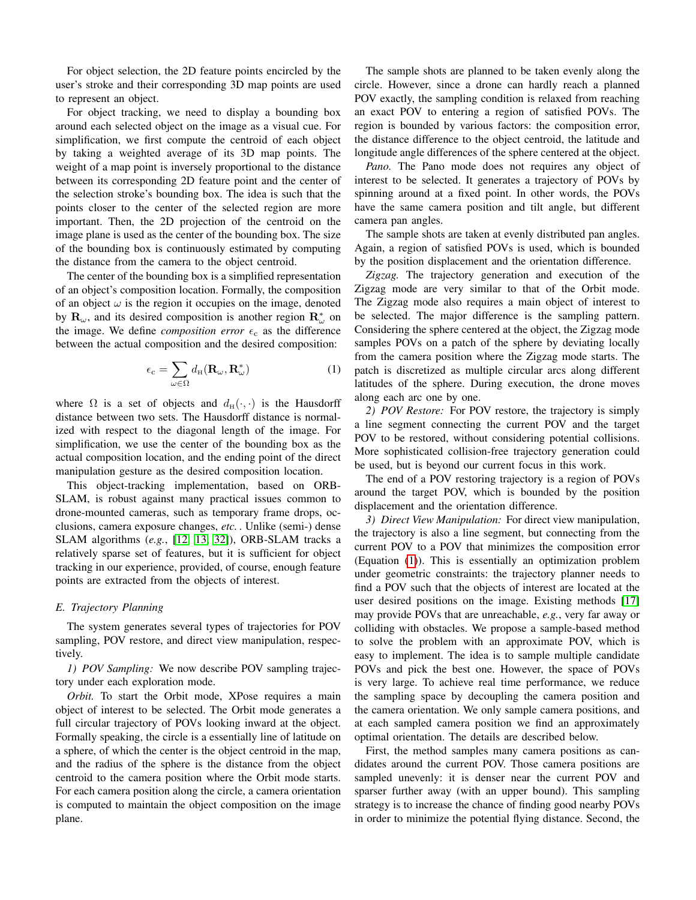For object selection, the 2D feature points encircled by the user's stroke and their corresponding 3D map points are used to represent an object.

For object tracking, we need to display a bounding box around each selected object on the image as a visual cue. For simplification, we first compute the centroid of each object by taking a weighted average of its 3D map points. The weight of a map point is inversely proportional to the distance between its corresponding 2D feature point and the center of the selection stroke's bounding box. The idea is such that the points closer to the center of the selected region are more important. Then, the 2D projection of the centroid on the image plane is used as the center of the bounding box. The size of the bounding box is continuously estimated by computing the distance from the camera to the object centroid.

The center of the bounding box is a simplified representation of an object's composition location. Formally, the composition of an object $\omega$ is the region it occupies on the image, denoted by $\mathbf{R}_\omega$, and its desired composition is another region $\mathbf{R}^*_\omega$ on the image. We define *composition error* $\epsilon_c$ as the difference between the actual composition and the desired composition:

$$\epsilon_c = \sum_{\omega \in \Omega} d_H(\mathbf{R}_\omega, \mathbf{R}^*_\omega) \tag{1}$$

where $\Omega$ is a set of objects and $d_H(\cdot, \cdot)$ is the Hausdorff distance between two sets. The Hausdorff distance is normalized with respect to the diagonal length of the image. For simplification, we use the center of the bounding box as the actual composition location, and the ending point of the direct manipulation gesture as the desired composition location.

This object-tracking implementation, based on ORB-SLAM, is robust against many practical issues common to drone-mounted cameras, such as temporary frame drops, occlusions, camera exposure changes, *etc.*. Unlike (semi-) dense SLAM algorithms (*e.g.*, [12, 13, 32]), ORB-SLAM tracks a relatively sparse set of features, but it is sufficient for object tracking in our experience, provided, of course, enough feature points are extracted from the objects of interest.

### E. Trajectory Planning

The system generates several types of trajectories for POV sampling, POV restore, and direct view manipulation, respectively.

*1) POV Sampling:* We now describe POV sampling trajectory under each exploration mode.

*Orbit.* To start the Orbit mode, XPose requires a main object of interest to be selected. The Orbit mode generates a full circular trajectory of POVs looking inward at the object. Formally speaking, the circle is a essentially line of latitude on a sphere, of which the center is the object centroid in the map, and the radius of the sphere is the distance from the object centroid to the camera position where the Orbit mode starts. For each camera position along the circle, a camera orientation is computed to maintain the object composition on the image plane.

The sample shots are planned to be taken evenly along the circle. However, since a drone can hardly reach a planned POV exactly, the sampling condition is relaxed from reaching an exact POV to entering a region of satisfied POVs. The region is bounded by various factors: the composition error, the distance difference to the object centroid, the latitude and longitude angle differences of the sphere centered at the object.

*Pano.* The Pano mode does not requires any object of interest to be selected. It generates a trajectory of POVs by spinning around at a fixed point. In other words, the POVs have the same camera position and tilt angle, but different camera pan angles.

The sample shots are taken at evenly distributed pan angles. Again, a region of satisfied POVs is used, which is bounded by the position displacement and the orientation difference.

*Zigzag.* The trajectory generation and execution of the Zigzag mode are very similar to that of the Orbit mode. The Zigzag mode also requires a main object of interest to be selected. The major difference is the sampling pattern. Considering the sphere centered at the object, the Zigzag mode samples POVs on a patch of the sphere by deviating locally from the camera position where the Zigzag mode starts. The patch is discretized as multiple circular arcs along different latitudes of the sphere. During execution, the drone moves along each arc one by one.

*2) POV Restore:* For POV restore, the trajectory is simply a line segment connecting the current POV and the target POV to be restored, without considering potential collisions. More sophisticated collision-free trajectory generation could be used, but is beyond our current focus in this work.

The end of a POV restoring trajectory is a region of POVs around the target POV, which is bounded by the position displacement and the orientation difference.

*3) Direct View Manipulation:* For direct view manipulation, the trajectory is also a line segment, but connecting from the current POV to a POV that minimizes the composition error (Equation (1)). This is essentially an optimization problem under geometric constraints: the trajectory planner needs to find a POV such that the objects of interest are located at the user desired positions on the image. Existing methods [17] may provide POVs that are unreachable, *e.g.*, very far away or colliding with obstacles. We propose a sample-based method to solve the problem with an approximate POV, which is easy to implement. The idea is to sample multiple candidate POVs and pick the best one. However, the space of POVs is very large. To achieve real time performance, we reduce the sampling space by decoupling the camera position and the camera orientation. We only sample camera positions, and at each sampled camera position we find an approximately optimal orientation. The details are described below.

First, the method samples many camera positions as candidates around the current POV. Those camera positions are sampled unevenly: it is denser near the current POV and sparser further away (with an upper bound). This sampling strategy is to increase the chance of finding good nearby POVs in order to minimize the potential flying distance. Second, the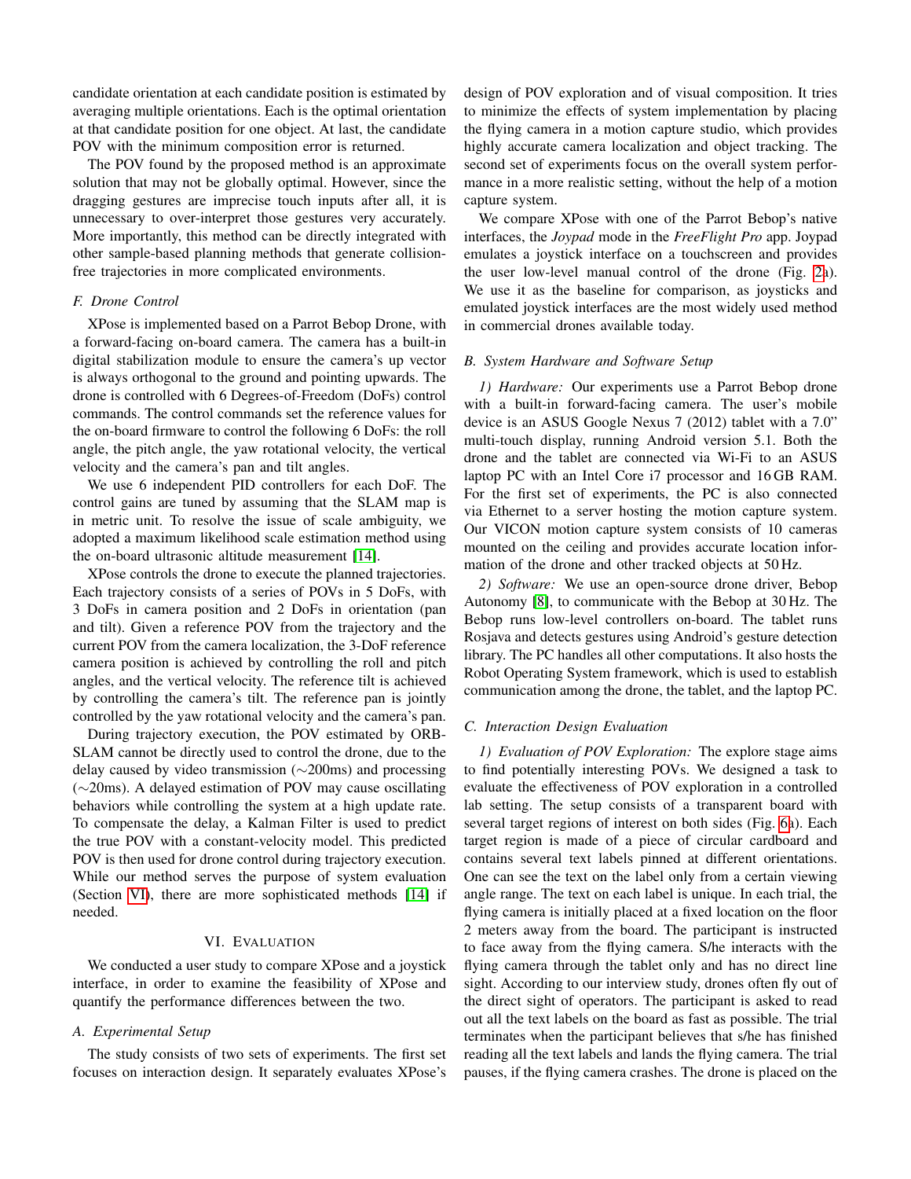candidate orientation at each candidate position is estimated by averaging multiple orientations. Each is the optimal orientation at that candidate position for one object. At last, the candidate POV with the minimum composition error is returned.

The POV found by the proposed method is an approximate solution that may not be globally optimal. However, since the dragging gestures are imprecise touch inputs after all, it is unnecessary to over-interpret those gestures very accurately. More importantly, this method can be directly integrated with other sample-based planning methods that generate collision-free trajectories in more complicated environments.

### F. Drone Control

XPose is implemented based on a Parrot Bebop Drone, with a forward-facing on-board camera. The camera has a built-in digital stabilization module to ensure the camera's up vector is always orthogonal to the ground and pointing upwards. The drone is controlled with 6 Degrees-of-Freedom (DoFs) control commands. The control commands set the reference values for the on-board firmware to control the following 6 DoFs: the roll angle, the pitch angle, the yaw rotational velocity, the vertical velocity and the camera's pan and tilt angles.

We use 6 independent PID controllers for each DoF. The control gains are tuned by assuming that the SLAM map is in metric unit. To resolve the issue of scale ambiguity, we adopted a maximum likelihood scale estimation method using the on-board ultrasonic altitude measurement [14].

XPose controls the drone to execute the planned trajectories. Each trajectory consists of a series of POVs in 5 DoFs, with 3 DoFs in camera position and 2 DoFs in orientation (pan and tilt). Given a reference POV from the trajectory and the current POV from the camera localization, the 3-DoF reference camera position is achieved by controlling the roll and pitch angles, and the vertical velocity. The reference tilt is achieved by controlling the camera's tilt. The reference pan is jointly controlled by the yaw rotational velocity and the camera's pan.

During trajectory execution, the POV estimated by ORB-SLAM cannot be directly used to control the drone, due to the delay caused by video transmission (∼200ms) and processing (∼20ms). A delayed estimation of POV may cause oscillating behaviors while controlling the system at a high update rate. To compensate the delay, a Kalman Filter is used to predict the true POV with a constant-velocity model. This predicted POV is then used for drone control during trajectory execution. While our method serves the purpose of system evaluation (Section VI), there are more sophisticated methods [14] if needed.

## VI. Evaluation

We conducted a user study to compare XPose and a joystick interface, in order to examine the feasibility of XPose and quantify the performance differences between the two.

### A. Experimental Setup

The study consists of two sets of experiments. The first set focuses on interaction design. It separately evaluates XPose's design of POV exploration and of visual composition. It tries to minimize the effects of system implementation by placing the flying camera in a motion capture studio, which provides highly accurate camera localization and object tracking. The second set of experiments focus on the overall system performance in a more realistic setting, without the help of a motion capture system.

We compare XPose with one of the Parrot Bebop's native interfaces, the *Joypad* mode in the *FreeFlight Pro* app. Joypad emulates a joystick interface on a touchscreen and provides the user low-level manual control of the drone (Fig. 2a). We use it as the baseline for comparison, as joysticks and emulated joystick interfaces are the most widely used method in commercial drones available today.

### B. System Hardware and Software Setup

*1) Hardware:* Our experiments use a Parrot Bebop drone with a built-in forward-facing camera. The user's mobile device is an ASUS Google Nexus 7 (2012) tablet with a 7.0" multi-touch display, running Android version 5.1. Both the drone and the tablet are connected via Wi-Fi to an ASUS laptop PC with an Intel Core i7 processor and 16 GB RAM. For the first set of experiments, the PC is also connected via Ethernet to a server hosting the motion capture system. Our VICON motion capture system consists of 10 cameras mounted on the ceiling and provides accurate location information of the drone and other tracked objects at 50 Hz.

*2) Software:* We use an open-source drone driver, Bebop Autonomy [8], to communicate with the Bebop at 30 Hz. The Bebop runs low-level controllers on-board. The tablet runs Rosjava and detects gestures using Android's gesture detection library. The PC handles all other computations. It also hosts the Robot Operating System framework, which is used to establish communication among the drone, the tablet, and the laptop PC.

### C. Interaction Design Evaluation

*1) Evaluation of POV Exploration:* The explore stage aims to find potentially interesting POVs. We designed a task to evaluate the effectiveness of POV exploration in a controlled lab setting. The setup consists of a transparent board with several target regions of interest on both sides (Fig. 6a). Each target region is made of a piece of circular cardboard and contains several text labels pinned at different orientations. One can see the text on the label only from a certain viewing angle range. The text on each label is unique. In each trial, the flying camera is initially placed at a fixed location on the floor 2 meters away from the board. The participant is instructed to face away from the flying camera. S/he interacts with the flying camera through the tablet only and has no direct line sight. According to our interview study, drones often fly out of the direct sight of operators. The participant is asked to read out all the text labels on the board as fast as possible. The trial terminates when the participant believes that s/he has finished reading all the text labels and lands the flying camera. The trial pauses, if the flying camera crashes. The drone is placed on the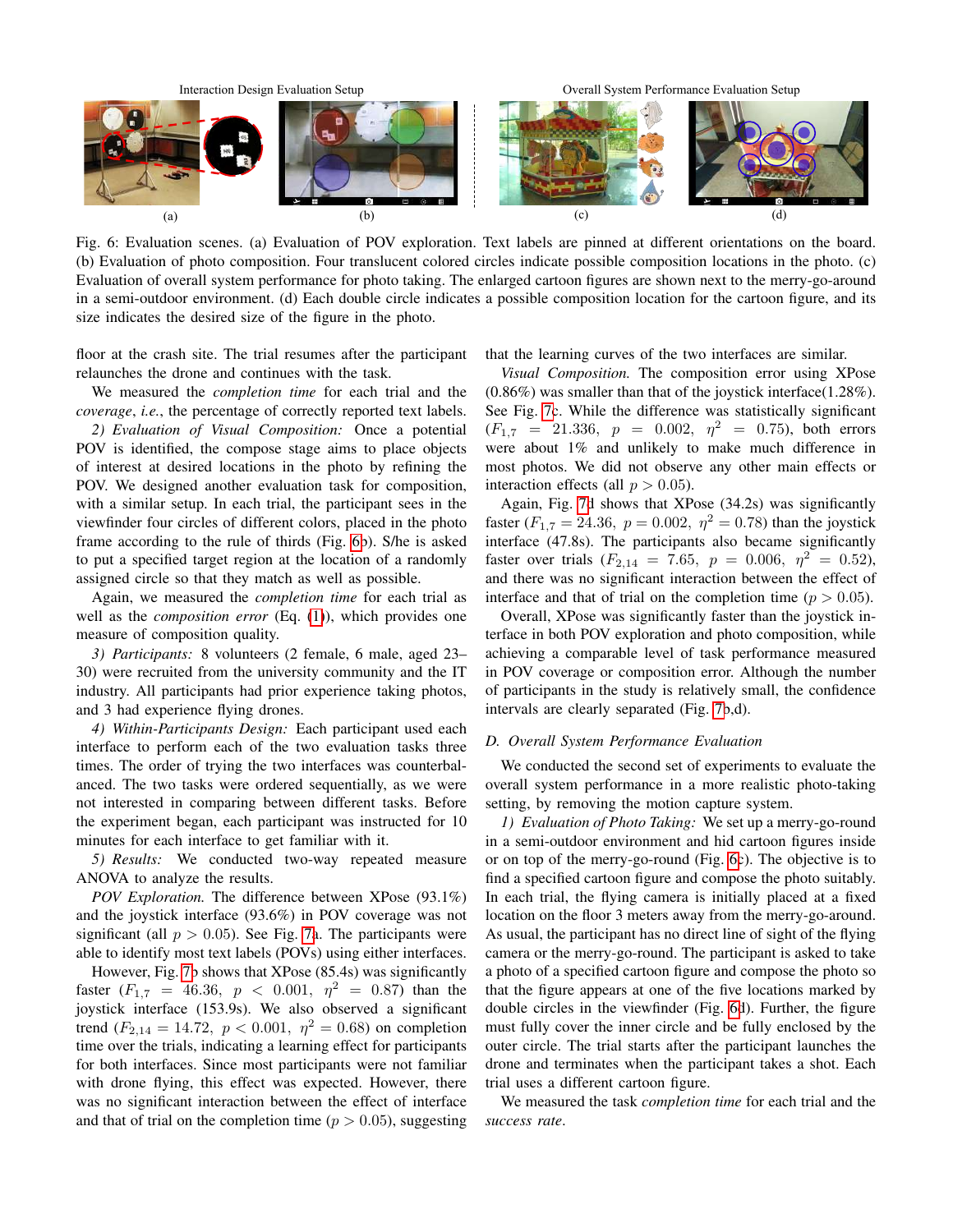Interaction Design Evaluation Setup

Overall System Performance Evaluation Setup

(a) (b) (c) (d)

Fig. 6: Evaluation scenes. (a) Evaluation of POV exploration. Text labels are pinned at different orientations on the board. (b) Evaluation of photo composition. Four translucent colored circles indicate possible composition locations in the photo. (c) Evaluation of overall system performance for photo taking. The enlarged cartoon figures are shown next to the merry-go-around in a semi-outdoor environment. (d) Each double circle indicates a possible composition location for the cartoon figure, and its size indicates the desired size of the figure in the photo.

floor at the crash site. The trial resumes after the participant relaunches the drone and continues with the task.

We measured the *completion time* for each trial and the *coverage*, *i.e.*, the percentage of correctly reported text labels.

*2) Evaluation of Visual Composition:* Once a potential POV is identified, the compose stage aims to place objects of interest at desired locations in the photo by refining the POV. We designed another evaluation task for composition, with a similar setup. In each trial, the participant sees in the viewfinder four circles of different colors, placed in the photo frame according to the rule of thirds (Fig. 6b). S/he is asked to put a specified target region at the location of a randomly assigned circle so that they match as well as possible.

Again, we measured the *completion time* for each trial as well as the *composition error* (Eq. (1)), which provides one measure of composition quality.

*3) Participants:* 8 volunteers (2 female, 6 male, aged 23–30) were recruited from the university community and the IT industry. All participants had prior experience taking photos, and 3 had experience flying drones.

*4) Within-Participants Design:* Each participant used each interface to perform each of the two evaluation tasks three times. The order of trying the two interfaces was counterbalanced. The two tasks were ordered sequentially, as we were not interested in comparing between different tasks. Before the experiment began, each participant was instructed for 10 minutes for each interface to get familiar with it.

*5) Results:* We conducted two-way repeated measure ANOVA to analyze the results.

*POV Exploration.* The difference between XPose (93.1%) and the joystick interface (93.6%) in POV coverage was not significant (all $p > 0.05$). See Fig. 7a. The participants were able to identify most text labels (POVs) using either interfaces.

However, Fig. 7b shows that XPose (85.4s) was significantly faster ($F_{1,7} = 46.36$, $p < 0.001$, $\eta^2 = 0.87$) than the joystick interface (153.9s). We also observed a significant trend ($F_{2,14} = 14.72$, $p < 0.001$, $\eta^2 = 0.68$) on completion time over the trials, indicating a learning effect for participants for both interfaces. Since most participants were not familiar with drone flying, this effect was expected. However, there was no significant interaction between the effect of interface and that of trial on the completion time ($p > 0.05$), suggesting that the learning curves of the two interfaces are similar.

*Visual Composition.* The composition error using XPose (0.86%) was smaller than that of the joystick interface(1.28%). See Fig. 7c. While the difference was statistically significant ($F_{1,7} = 21.336$, $p = 0.002$, $\eta^2 = 0.75$), both errors were about 1% and unlikely to make much difference in most photos. We did not observe any other main effects or interaction effects (all $p > 0.05$).

Again, Fig. 7d shows that XPose (34.2s) was significantly faster ($F_{1,7} = 24.36$, $p = 0.002$, $\eta^2 = 0.78$) than the joystick interface (47.8s). The participants also became significantly faster over trials ($F_{2,14} = 7.65$, $p = 0.006$, $\eta^2 = 0.52$), and there was no significant interaction between the effect of interface and that of trial on the completion time ($p > 0.05$).

Overall, XPose was significantly faster than the joystick interface in both POV exploration and photo composition, while achieving a comparable level of task performance measured in POV coverage or composition error. Although the number of participants in the study is relatively small, the confidence intervals are clearly separated (Fig. 7b,d).

### D. Overall System Performance Evaluation

We conducted the second set of experiments to evaluate the overall system performance in a more realistic photo-taking setting, by removing the motion capture system.

*1) Evaluation of Photo Taking:* We set up a merry-go-round in a semi-outdoor environment and hid cartoon figures inside or on top of the merry-go-round (Fig. 6c). The objective is to find a specified cartoon figure and compose the photo suitably. In each trial, the flying camera is initially placed at a fixed location on the floor 3 meters away from the merry-go-around. As usual, the participant has no direct line of sight of the flying camera or the merry-go-round. The participant is asked to take a photo of a specified cartoon figure and compose the photo so that the figure appears at one of the five locations marked by double circles in the viewfinder (Fig. 6d). Further, the figure must fully cover the inner circle and be fully enclosed by the outer circle. The trial starts after the participant launches the drone and terminates when the participant takes a shot. Each trial uses a different cartoon figure.

We measured the task *completion time* for each trial and the *success rate*.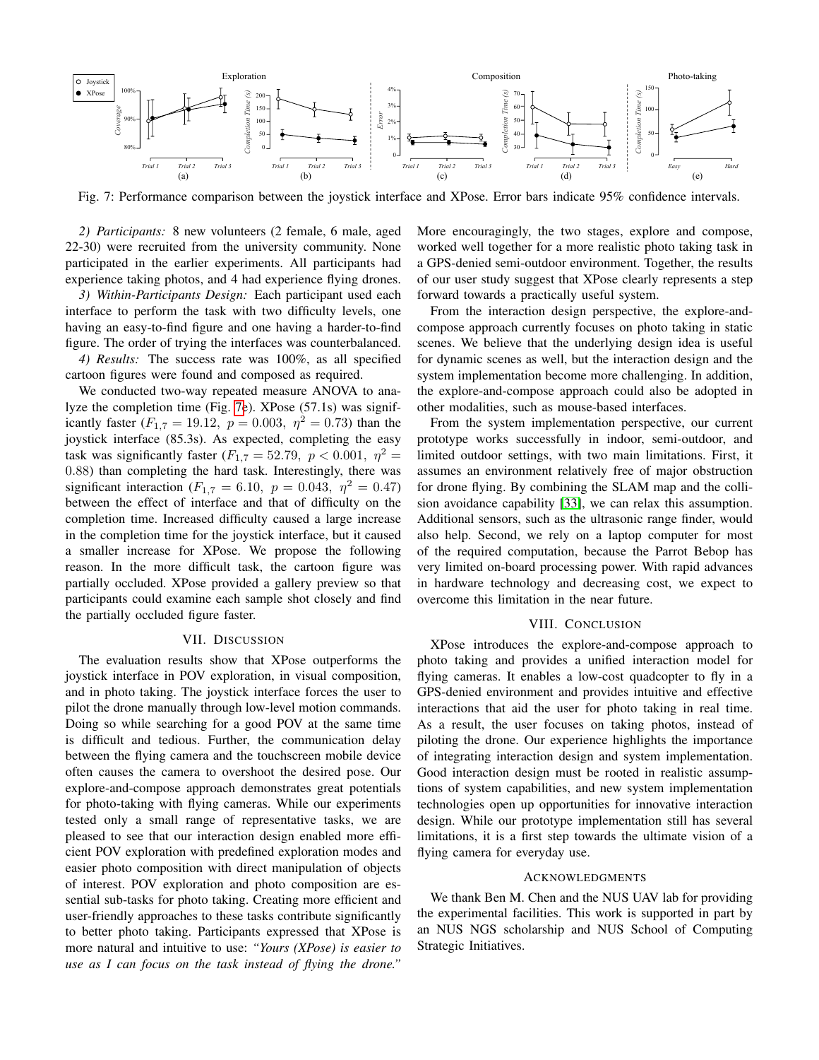Fig. 7: Performance comparison between the joystick interface and XPose. Error bars indicate 95% confidence intervals.

*2) Participants:* 8 new volunteers (2 female, 6 male, aged 22-30) were recruited from the university community. None participated in the earlier experiments. All participants had experience taking photos, and 4 had experience flying drones.

*3) Within-Participants Design:* Each participant used each interface to perform the task with two difficulty levels, one having an easy-to-find figure and one having a harder-to-find figure. The order of trying the interfaces was counterbalanced.

*4) Results:* The success rate was 100%, as all specified cartoon figures were found and composed as required.

We conducted two-way repeated measure ANOVA to analyze the completion time (Fig. 7e). XPose (57.1s) was significantly faster ($F_{1,7} = 19.12,\ p = 0.003,\ \eta^2 = 0.73$) than the joystick interface (85.3s). As expected, completing the easy task was significantly faster ($F_{1,7} = 52.79,\ p < 0.001,\ \eta^2 = 0.88$) than completing the hard task. Interestingly, there was significant interaction ($F_{1,7} = 6.10,\ p = 0.043,\ \eta^2 = 0.47$) between the effect of interface and that of difficulty on the completion time. Increased difficulty caused a large increase in the completion time for the joystick interface, but it caused a smaller increase for XPose. We propose the following reason. In the more difficult task, the cartoon figure was partially occluded. XPose provided a gallery preview so that participants could examine each sample shot closely and find the partially occluded figure faster.

## VII. Discussion

The evaluation results show that XPose outperforms the joystick interface in POV exploration, in visual composition, and in photo taking. The joystick interface forces the user to pilot the drone manually through low-level motion commands. Doing so while searching for a good POV at the same time is difficult and tedious. Further, the communication delay between the flying camera and the touchscreen mobile device often causes the camera to overshoot the desired pose. Our explore-and-compose approach demonstrates great potentials for photo-taking with flying cameras. While our experiments tested only a small range of representative tasks, we are pleased to see that our interaction design enabled more efficient POV exploration with predefined exploration modes and easier photo composition with direct manipulation of objects of interest. POV exploration and photo composition are essential sub-tasks for photo taking. Creating more efficient and user-friendly approaches to these tasks contribute significantly to better photo taking. Participants expressed that XPose is more natural and intuitive to use: *"Yours (XPose) is easier to use as I can focus on the task instead of flying the drone."* More encouragingly, the two stages, explore and compose, worked well together for a more realistic photo taking task in a GPS-denied semi-outdoor environment. Together, the results of our user study suggest that XPose clearly represents a step forward towards a practically useful system.

From the interaction design perspective, the explore-and-compose approach currently focuses on photo taking in static scenes. We believe that the underlying design idea is useful for dynamic scenes as well, but the interaction design and the system implementation become more challenging. In addition, the explore-and-compose approach could also be adopted in other modalities, such as mouse-based interfaces.

From the system implementation perspective, our current prototype works successfully in indoor, semi-outdoor, and limited outdoor settings, with two main limitations. First, it assumes an environment relatively free of major obstruction for drone flying. By combining the SLAM map and the collision avoidance capability [33], we can relax this assumption. Additional sensors, such as the ultrasonic range finder, would also help. Second, we rely on a laptop computer for most of the required computation, because the Parrot Bebop has very limited on-board processing power. With rapid advances in hardware technology and decreasing cost, we expect to overcome this limitation in the near future.

## VIII. Conclusion

XPose introduces the explore-and-compose approach to photo taking and provides a unified interaction model for flying cameras. It enables a low-cost quadcopter to fly in a GPS-denied environment and provides intuitive and effective interactions that aid the user for photo taking in real time. As a result, the user focuses on taking photos, instead of piloting the drone. Our experience highlights the importance of integrating interaction design and system implementation. Good interaction design must be rooted in realistic assumptions of system capabilities, and new system implementation technologies open up opportunities for innovative interaction design. While our prototype implementation still has several limitations, it is a first step towards the ultimate vision of a flying camera for everyday use.

## Acknowledgments

We thank Ben M. Chen and the NUS UAV lab for providing the experimental facilities. This work is supported in part by an NUS NGS scholarship and NUS School of Computing Strategic Initiatives.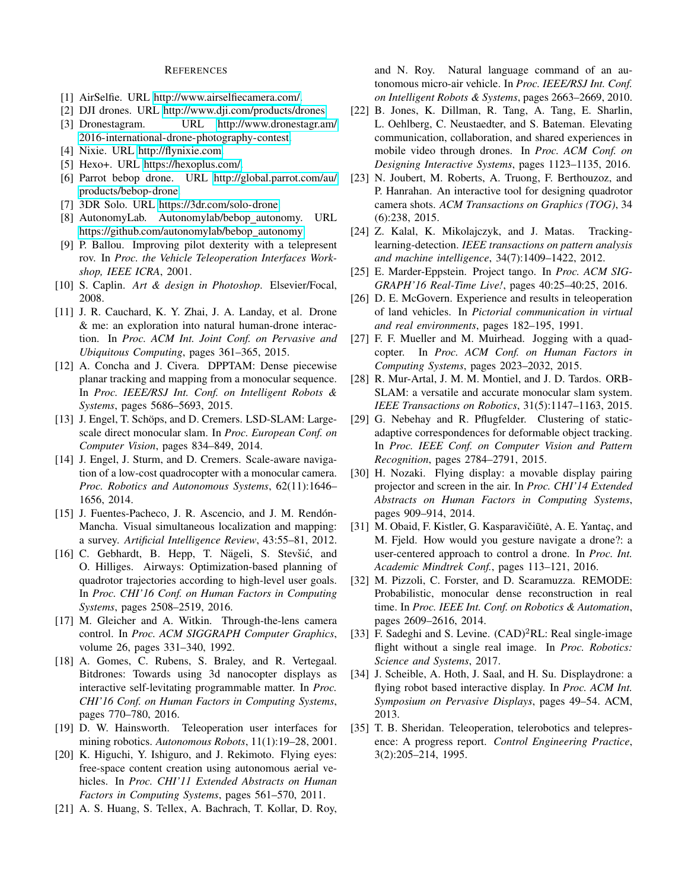## References

[1] AirSelfie. URL http://www.airselfiecamera.com/.

[2] DJI drones. URL http://www.dji.com/products/drones.

[3] Dronestagram. URL http://www.dronestagr.am/2016-international-drone-photography-contest.

[4] Nixie. URL http://flynixie.com.

[5] Hexo+. URL https://hexoplus.com/.

[6] Parrot bebop drone. URL http://global.parrot.com/au/products/bebop-drone.

[7] 3DR Solo. URL https://3dr.com/solo-drone.

[8] AutonomyLab. Autonomylab/bebop_autonomy. URL https://github.com/autonomylab/bebop_autonomy.

[9] P. Ballou. Improving pilot dexterity with a telepresent rov. In *Proc. the Vehicle Teleoperation Interfaces Workshop, IEEE ICRA*, 2001.

[10] S. Caplin. *Art & design in Photoshop*. Elsevier/Focal, 2008.

[11] J. R. Cauchard, K. Y. Zhai, J. A. Landay, et al. Drone & me: an exploration into natural human-drone interaction. In *Proc. ACM Int. Joint Conf. on Pervasive and Ubiquitous Computing*, pages 361–365, 2015.

[12] A. Concha and J. Civera. DPPTAM: Dense piecewise planar tracking and mapping from a monocular sequence. In *Proc. IEEE/RSJ Int. Conf. on Intelligent Robots & Systems*, pages 5686–5693, 2015.

[13] J. Engel, T. Schöps, and D. Cremers. LSD-SLAM: Large-scale direct monocular slam. In *Proc. European Conf. on Computer Vision*, pages 834–849, 2014.

[14] J. Engel, J. Sturm, and D. Cremers. Scale-aware navigation of a low-cost quadrocopter with a monocular camera. *Proc. Robotics and Autonomous Systems*, 62(11):1646–1656, 2014.

[15] J. Fuentes-Pacheco, J. R. Ascencio, and J. M. Rendón-Mancha. Visual simultaneous localization and mapping: a survey. *Artificial Intelligence Review*, 43:55–81, 2012.

[16] C. Gebhardt, B. Hepp, T. Nägeli, S. Stevšić, and O. Hilliges. Airways: Optimization-based planning of quadrotor trajectories according to high-level user goals. In *Proc. CHI'16 Conf. on Human Factors in Computing Systems*, pages 2508–2519, 2016.

[17] M. Gleicher and A. Witkin. Through-the-lens camera control. In *Proc. ACM SIGGRAPH Computer Graphics*, volume 26, pages 331–340, 1992.

[18] A. Gomes, C. Rubens, S. Braley, and R. Vertegaal. Bitdrones: Towards using 3d nanocopter displays as interactive self-levitating programmable matter. In *Proc. CHI'16 Conf. on Human Factors in Computing Systems*, pages 770–780, 2016.

[19] D. W. Hainsworth. Teleoperation user interfaces for mining robotics. *Autonomous Robots*, 11(1):19–28, 2001.

[20] K. Higuchi, Y. Ishiguro, and J. Rekimoto. Flying eyes: free-space content creation using autonomous aerial vehicles. In *Proc. CHI'11 Extended Abstracts on Human Factors in Computing Systems*, pages 561–570, 2011.

[21] A. S. Huang, S. Tellex, A. Bachrach, T. Kollar, D. Roy, and N. Roy. Natural language command of an autonomous micro-air vehicle. In *Proc. IEEE/RSJ Int. Conf. on Intelligent Robots & Systems*, pages 2663–2669, 2010.

[22] B. Jones, K. Dillman, R. Tang, A. Tang, E. Sharlin, L. Oehlberg, C. Neustaedter, and S. Bateman. Elevating communication, collaboration, and shared experiences in mobile video through drones. In *Proc. ACM Conf. on Designing Interactive Systems*, pages 1123–1135, 2016.

[23] N. Joubert, M. Roberts, A. Truong, F. Berthouzoz, and P. Hanrahan. An interactive tool for designing quadrotor camera shots. *ACM Transactions on Graphics (TOG)*, 34 (6):238, 2015.

[24] Z. Kalal, K. Mikolajczyk, and J. Matas. Tracking-learning-detection. *IEEE transactions on pattern analysis and machine intelligence*, 34(7):1409–1422, 2012.

[25] E. Marder-Eppstein. Project tango. In *Proc. ACM SIGGRAPH'16 Real-Time Live!*, pages 40:25–40:25, 2016.

[26] D. E. McGovern. Experience and results in teleoperation of land vehicles. In *Pictorial communication in virtual and real environments*, pages 182–195, 1991.

[27] F. F. Mueller and M. Muirhead. Jogging with a quadcopter. In *Proc. ACM Conf. on Human Factors in Computing Systems*, pages 2023–2032, 2015.

[28] R. Mur-Artal, J. M. M. Montiel, and J. D. Tardos. ORB-SLAM: a versatile and accurate monocular slam system. *IEEE Transactions on Robotics*, 31(5):1147–1163, 2015.

[29] G. Nebehay and R. Pflugfelder. Clustering of static-adaptive correspondences for deformable object tracking. In *Proc. IEEE Conf. on Computer Vision and Pattern Recognition*, pages 2784–2791, 2015.

[30] H. Nozaki. Flying display: a movable display pairing projector and screen in the air. In *Proc. CHI'14 Extended Abstracts on Human Factors in Computing Systems*, pages 909–914, 2014.

[31] M. Obaid, F. Kistler, G. Kasparavičiūtė, A. E. Yantaç, and M. Fjeld. How would you gesture navigate a drone?: a user-centered approach to control a drone. In *Proc. Int. Academic Mindtrek Conf.*, pages 113–121, 2016.

[32] M. Pizzoli, C. Forster, and D. Scaramuzza. REMODE: Probabilistic, monocular dense reconstruction in real time. In *Proc. IEEE Int. Conf. on Robotics & Automation*, pages 2609–2616, 2014.

[33] F. Sadeghi and S. Levine. $(CAD)^2$RL: Real single-image flight without a single real image. In *Proc. Robotics: Science and Systems*, 2017.

[34] J. Scheible, A. Hoth, J. Saal, and H. Su. Displaydrone: a flying robot based interactive display. In *Proc. ACM Int. Symposium on Pervasive Displays*, pages 49–54. ACM, 2013.

[35] T. B. Sheridan. Teleoperation, telerobotics and telepresence: A progress report. *Control Engineering Practice*, 3(2):205–214, 1995.